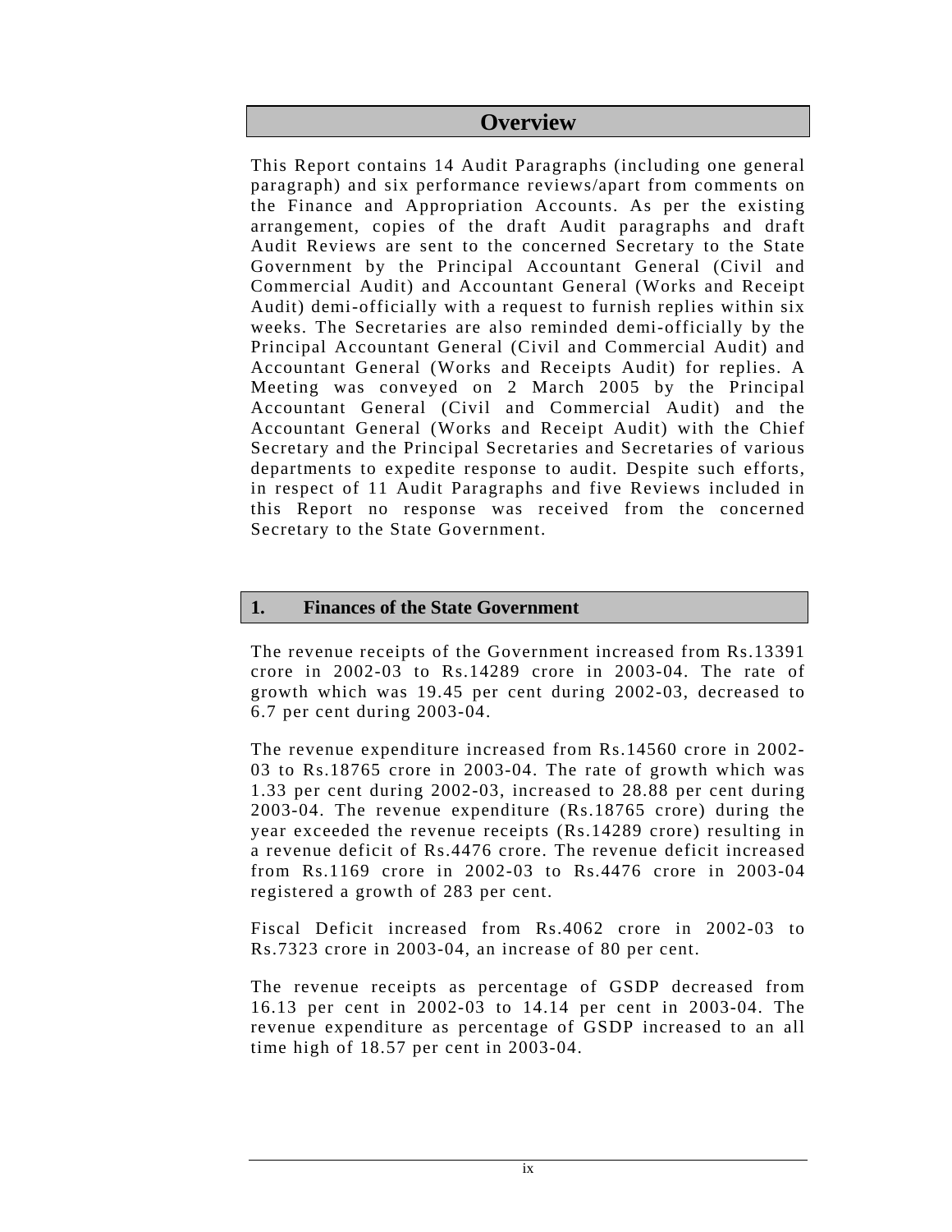# Overview

This Report contains 14 Audit Paragraphs (including one general paragraph) and six performance reviews/apart from comments on the Finance and Appropriation Accounts. As per the existing arrangement, copies of the draft Audit paragraphs and draft Audit Reviews are sent to the concerned Secretary to the State Government by the Principal Accountant General (Civil and Commercial Audit) and Accountant General (Works and Receipt Audit) demi-officially with a request to furnish replies within six weeks. The Secretaries are also reminded demi-officially by the Principal Accountant General (Civil and Commercial Audit) and Accountant General (Works and Receipts Audit) for replies. A Meeting was conveyed on 2 March 2005 by the Principal Accountant General (Civil and Commercial Audit) and the Accountant General (Works and Receipt Audit) with the Chief Secretary and the Principal Secretaries and Secretaries of various departments to expedite response to audit. Despite such efforts, in respect of 11 Audit Paragraphs and five Reviews included in this Report no response was received from the concerned Secretary to the State Government.

## 1. Finances of the State Government

The revenue receipts of the Government increased from Rs.13391 crore in 2002-03 to Rs.14289 crore in 2003-04. The rate of growth which was 19.45 per cent during 2002-03, decreased to 6.7 per cent during 2003-04.

The revenue expenditure increased from Rs.14560 crore in 2002-03 to Rs.18765 crore in 2003-04. The rate of growth which was 1.33 per cent during 2002-03, increased to 28.88 per cent during 2003-04. The revenue expenditure (Rs.18765 crore) during the year exceeded the revenue receipts (Rs.14289 crore) resulting in a revenue deficit of Rs.4476 crore. The revenue deficit increased from Rs.1169 crore in 2002-03 to Rs.4476 crore in 2003-04 registered a growth of 283 per cent.

Fiscal Deficit increased from Rs.4062 crore in 2002-03 to Rs.7323 crore in 2003-04, an increase of 80 per cent.

The revenue receipts as percentage of GSDP decreased from 16.13 per cent in 2002-03 to 14.14 per cent in 2003-04. The revenue expenditure as percentage of GSDP increased to an all time high of 18.57 per cent in 2003-04.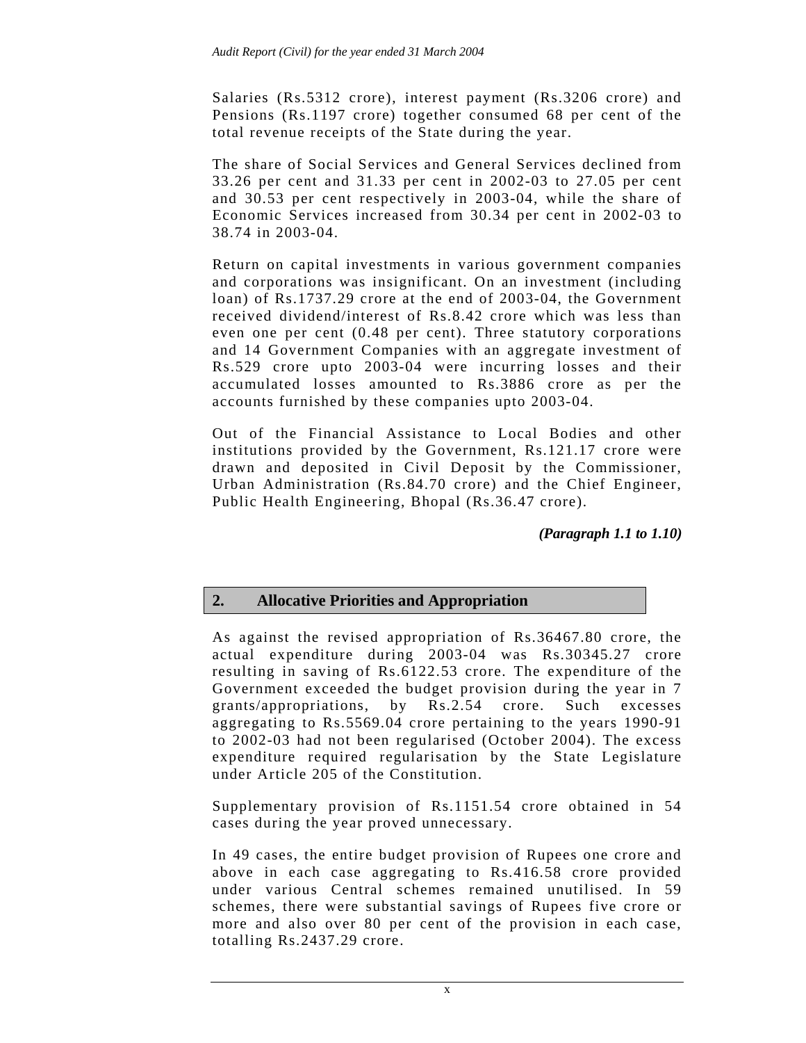Salaries (Rs.5312 crore), interest payment (Rs.3206 crore) and Pensions (Rs.1197 crore) together consumed 68 per cent of the total revenue receipts of the State during the year.

The share of Social Services and General Services declined from 33.26 per cent and 31.33 per cent in 2002-03 to 27.05 per cent and 30.53 per cent respectively in 2003-04, while the share of Economic Services increased from 30.34 per cent in 2002-03 to 38.74 in 2003-04.

Return on capital investments in various government companies and corporations was insignificant. On an investment (including loan) of Rs.1737.29 crore at the end of 2003-04, the Government received dividend/interest of Rs.8.42 crore which was less than even one per cent (0.48 per cent). Three statutory corporations and 14 Government Companies with an aggregate investment of Rs.529 crore upto 2003-04 were incurring losses and their accumulated losses amounted to Rs.3886 crore as per the accounts furnished by these companies upto 2003-04.

Out of the Financial Assistance to Local Bodies and other institutions provided by the Government, Rs.121.17 crore were drawn and deposited in Civil Deposit by the Commissioner, Urban Administration (Rs.84.70 crore) and the Chief Engineer, Public Health Engineering, Bhopal (Rs.36.47 crore).

***(Paragraph 1.1 to 1.10)***

## 2. Allocative Priorities and Appropriation

As against the revised appropriation of Rs.36467.80 crore, the actual expenditure during 2003-04 was Rs.30345.27 crore resulting in saving of Rs.6122.53 crore. The expenditure of the Government exceeded the budget provision during the year in 7 grants/appropriations, by Rs.2.54 crore. Such excesses aggregating to Rs.5569.04 crore pertaining to the years 1990-91 to 2002-03 had not been regularised (October 2004). The excess expenditure required regularisation by the State Legislature under Article 205 of the Constitution.

Supplementary provision of Rs.1151.54 crore obtained in 54 cases during the year proved unnecessary.

In 49 cases, the entire budget provision of Rupees one crore and above in each case aggregating to Rs.416.58 crore provided under various Central schemes remained unutilised. In 59 schemes, there were substantial savings of Rupees five crore or more and also over 80 per cent of the provision in each case, totalling Rs.2437.29 crore.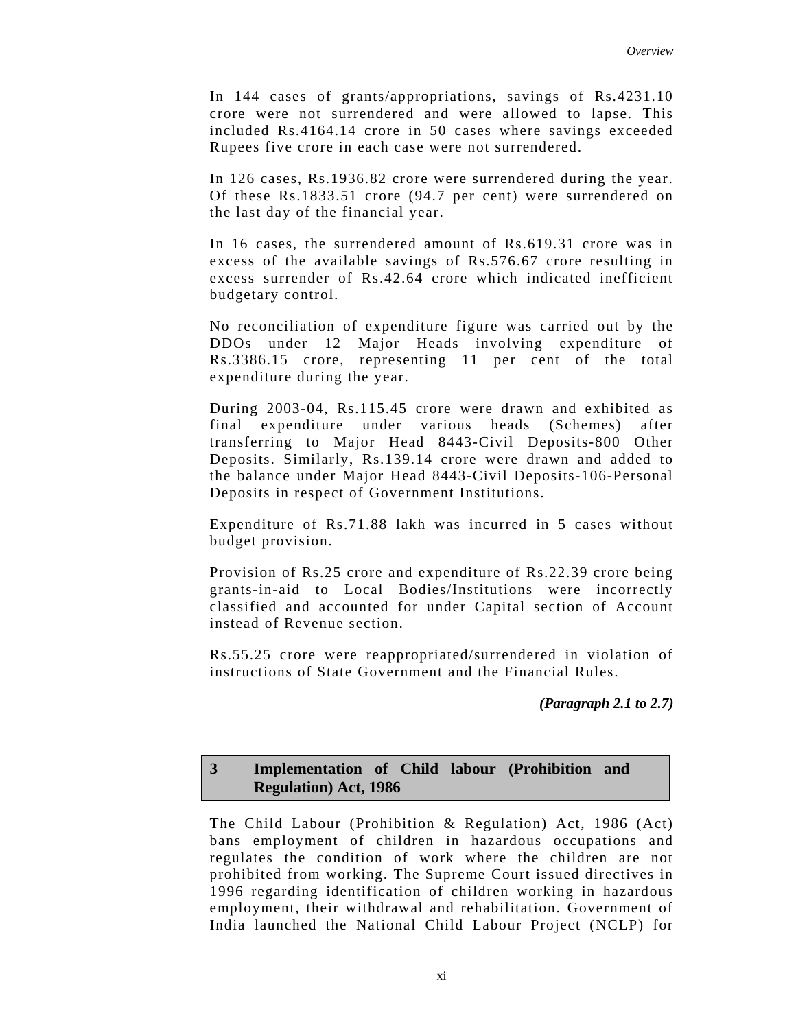In 144 cases of grants/appropriations, savings of Rs.4231.10 crore were not surrendered and were allowed to lapse. This included Rs.4164.14 crore in 50 cases where savings exceeded Rupees five crore in each case were not surrendered.

In 126 cases, Rs.1936.82 crore were surrendered during the year. Of these Rs.1833.51 crore (94.7 per cent) were surrendered on the last day of the financial year.

In 16 cases, the surrendered amount of Rs.619.31 crore was in excess of the available savings of Rs.576.67 crore resulting in excess surrender of Rs.42.64 crore which indicated inefficient budgetary control.

No reconciliation of expenditure figure was carried out by the DDOs under 12 Major Heads involving expenditure of Rs.3386.15 crore, representing 11 per cent of the total expenditure during the year.

During 2003-04, Rs.115.45 crore were drawn and exhibited as final expenditure under various heads (Schemes) after transferring to Major Head 8443-Civil Deposits-800 Other Deposits. Similarly, Rs.139.14 crore were drawn and added to the balance under Major Head 8443-Civil Deposits-106-Personal Deposits in respect of Government Institutions.

Expenditure of Rs.71.88 lakh was incurred in 5 cases without budget provision.

Provision of Rs.25 crore and expenditure of Rs.22.39 crore being grants-in-aid to Local Bodies/Institutions were incorrectly classified and accounted for under Capital section of Account instead of Revenue section.

Rs.55.25 crore were reappropriated/surrendered in violation of instructions of State Government and the Financial Rules.

***(Paragraph 2.1 to 2.7)***

## 3 Implementation of Child labour (Prohibition and Regulation) Act, 1986

The Child Labour (Prohibition & Regulation) Act, 1986 (Act) bans employment of children in hazardous occupations and regulates the condition of work where the children are not prohibited from working. The Supreme Court issued directives in 1996 regarding identification of children working in hazardous employment, their withdrawal and rehabilitation. Government of India launched the National Child Labour Project (NCLP) for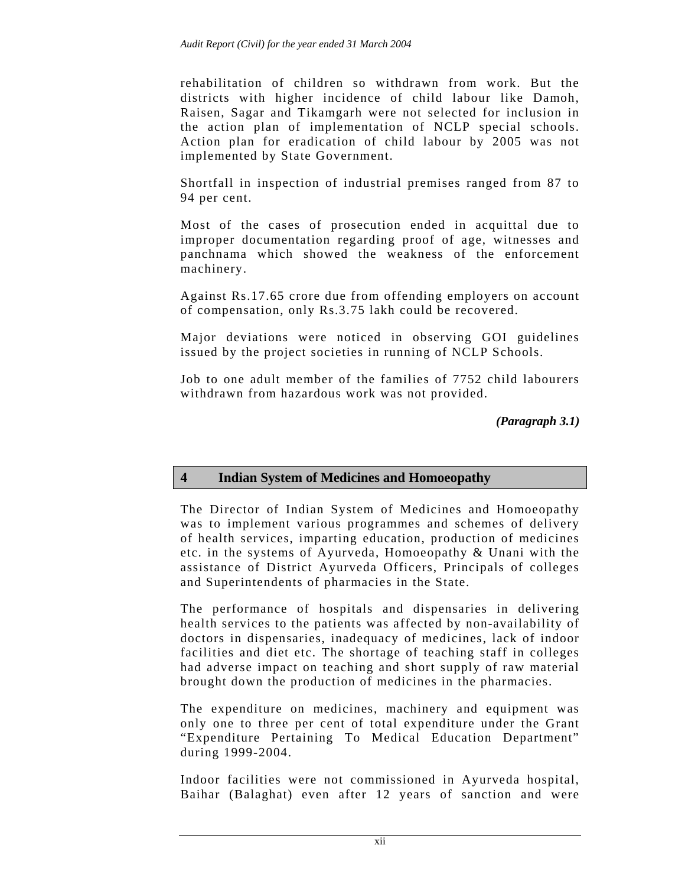rehabilitation of children so withdrawn from work. But the districts with higher incidence of child labour like Damoh, Raisen, Sagar and Tikamgarh were not selected for inclusion in the action plan of implementation of NCLP special schools. Action plan for eradication of child labour by 2005 was not implemented by State Government.

Shortfall in inspection of industrial premises ranged from 87 to 94 per cent.

Most of the cases of prosecution ended in acquittal due to improper documentation regarding proof of age, witnesses and panchnama which showed the weakness of the enforcement machinery.

Against Rs.17.65 crore due from offending employers on account of compensation, only Rs.3.75 lakh could be recovered.

Major deviations were noticed in observing GOI guidelines issued by the project societies in running of NCLP Schools.

Job to one adult member of the families of 7752 child labourers withdrawn from hazardous work was not provided.

***(Paragraph 3.1)***

## 4 Indian System of Medicines and Homoeopathy

The Director of Indian System of Medicines and Homoeopathy was to implement various programmes and schemes of delivery of health services, imparting education, production of medicines etc. in the systems of Ayurveda, Homoeopathy & Unani with the assistance of District Ayurveda Officers, Principals of colleges and Superintendents of pharmacies in the State.

The performance of hospitals and dispensaries in delivering health services to the patients was affected by non-availability of doctors in dispensaries, inadequacy of medicines, lack of indoor facilities and diet etc. The shortage of teaching staff in colleges had adverse impact on teaching and short supply of raw material brought down the production of medicines in the pharmacies.

The expenditure on medicines, machinery and equipment was only one to three per cent of total expenditure under the Grant "Expenditure Pertaining To Medical Education Department" during 1999-2004.

Indoor facilities were not commissioned in Ayurveda hospital, Baihar (Balaghat) even after 12 years of sanction and were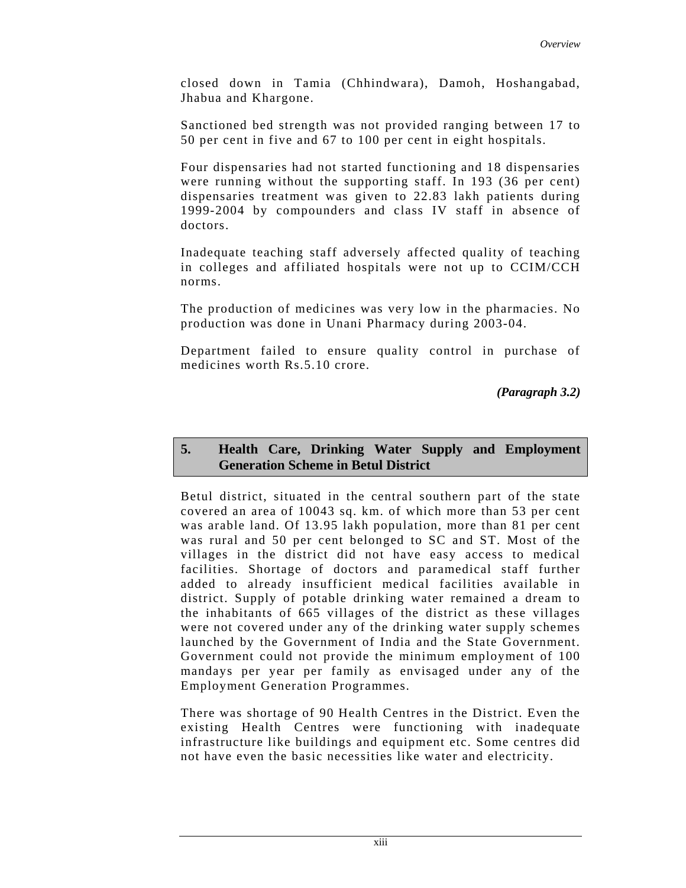closed down in Tamia (Chhindwara), Damoh, Hoshangabad, Jhabua and Khargone.

Sanctioned bed strength was not provided ranging between 17 to 50 per cent in five and 67 to 100 per cent in eight hospitals.

Four dispensaries had not started functioning and 18 dispensaries were running without the supporting staff. In 193 (36 per cent) dispensaries treatment was given to 22.83 lakh patients during 1999-2004 by compounders and class IV staff in absence of doctors.

Inadequate teaching staff adversely affected quality of teaching in colleges and affiliated hospitals were not up to CCIM/CCH norms.

The production of medicines was very low in the pharmacies. No production was done in Unani Pharmacy during 2003-04.

Department failed to ensure quality control in purchase of medicines worth Rs.5.10 crore.

*(Paragraph 3.2)*

## 5. Health Care, Drinking Water Supply and Employment Generation Scheme in Betul District

Betul district, situated in the central southern part of the state covered an area of 10043 sq. km. of which more than 53 per cent was arable land. Of 13.95 lakh population, more than 81 per cent was rural and 50 per cent belonged to SC and ST. Most of the villages in the district did not have easy access to medical facilities. Shortage of doctors and paramedical staff further added to already insufficient medical facilities available in district. Supply of potable drinking water remained a dream to the inhabitants of 665 villages of the district as these villages were not covered under any of the drinking water supply schemes launched by the Government of India and the State Government. Government could not provide the minimum employment of 100 mandays per year per family as envisaged under any of the Employment Generation Programmes.

There was shortage of 90 Health Centres in the District. Even the existing Health Centres were functioning with inadequate infrastructure like buildings and equipment etc. Some centres did not have even the basic necessities like water and electricity.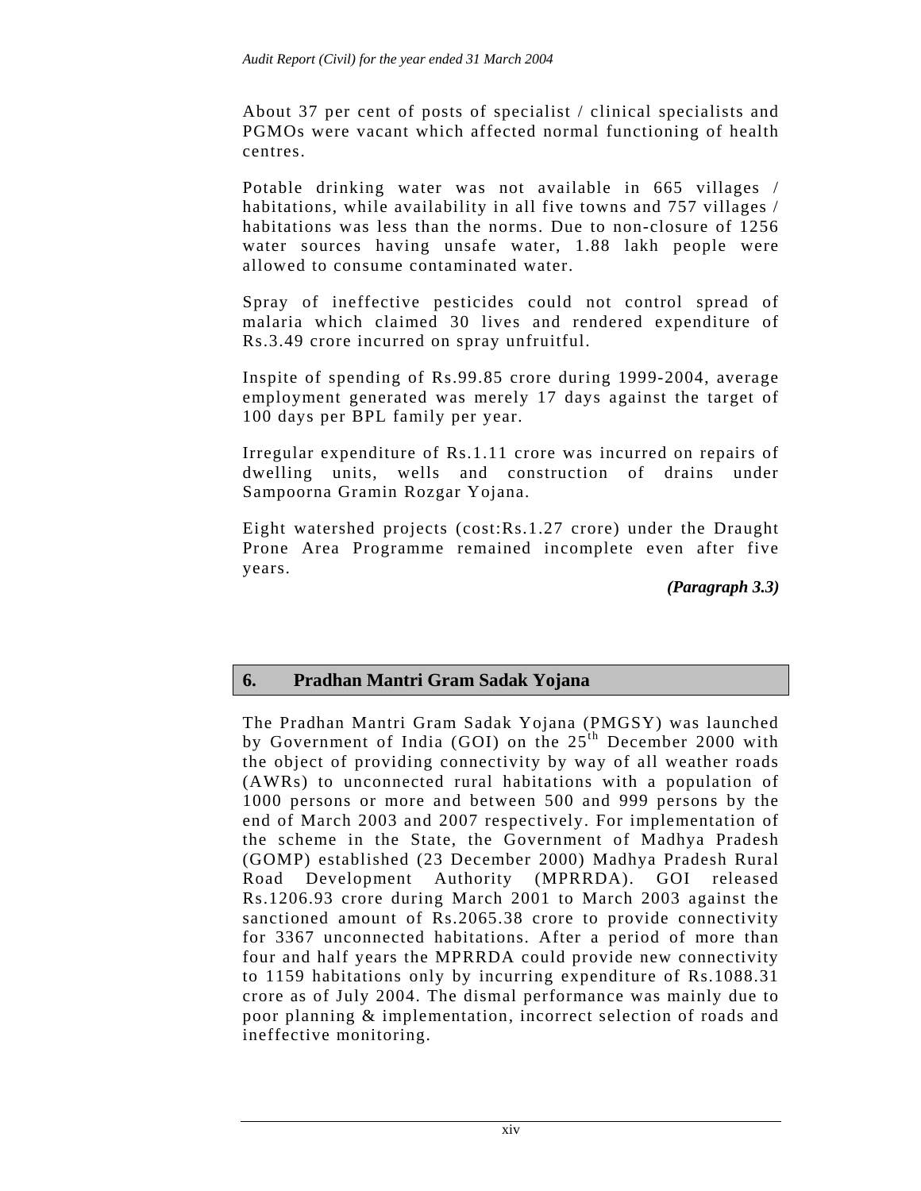About 37 per cent of posts of specialist / clinical specialists and PGMOs were vacant which affected normal functioning of health centres.

Potable drinking water was not available in 665 villages / habitations, while availability in all five towns and 757 villages / habitations was less than the norms. Due to non-closure of 1256 water sources having unsafe water, 1.88 lakh people were allowed to consume contaminated water.

Spray of ineffective pesticides could not control spread of malaria which claimed 30 lives and rendered expenditure of Rs.3.49 crore incurred on spray unfruitful.

Inspite of spending of Rs.99.85 crore during 1999-2004, average employment generated was merely 17 days against the target of 100 days per BPL family per year.

Irregular expenditure of Rs.1.11 crore was incurred on repairs of dwelling units, wells and construction of drains under Sampoorna Gramin Rozgar Yojana.

Eight watershed projects (cost:Rs.1.27 crore) under the Draught Prone Area Programme remained incomplete even after five years.

***(Paragraph 3.3)***

## 6. Pradhan Mantri Gram Sadak Yojana

The Pradhan Mantri Gram Sadak Yojana (PMGSY) was launched by Government of India (GOI) on the 25th December 2000 with the object of providing connectivity by way of all weather roads (AWRs) to unconnected rural habitations with a population of 1000 persons or more and between 500 and 999 persons by the end of March 2003 and 2007 respectively. For implementation of the scheme in the State, the Government of Madhya Pradesh (GOMP) established (23 December 2000) Madhya Pradesh Rural Road Development Authority (MPRRDA). GOI released Rs.1206.93 crore during March 2001 to March 2003 against the sanctioned amount of Rs.2065.38 crore to provide connectivity for 3367 unconnected habitations. After a period of more than four and half years the MPRRDA could provide new connectivity to 1159 habitations only by incurring expenditure of Rs.1088.31 crore as of July 2004. The dismal performance was mainly due to poor planning & implementation, incorrect selection of roads and ineffective monitoring.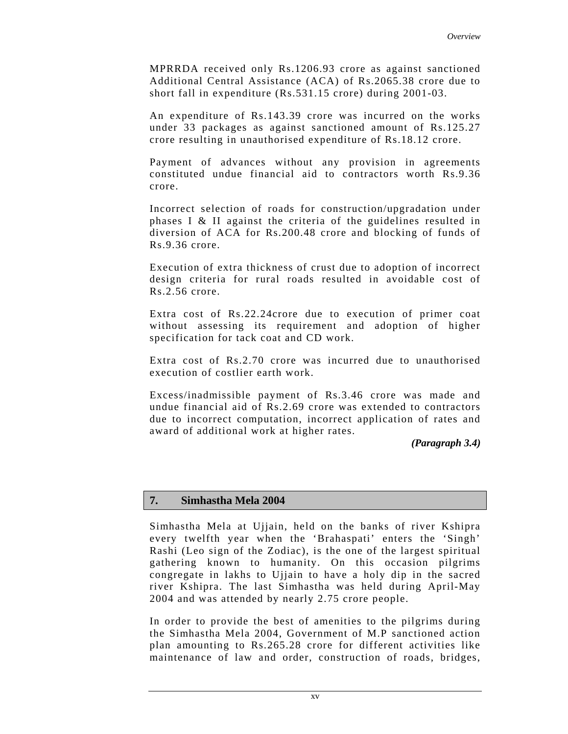MPRRDA received only Rs.1206.93 crore as against sanctioned Additional Central Assistance (ACA) of Rs.2065.38 crore due to short fall in expenditure (Rs.531.15 crore) during 2001-03.

An expenditure of Rs.143.39 crore was incurred on the works under 33 packages as against sanctioned amount of Rs.125.27 crore resulting in unauthorised expenditure of Rs.18.12 crore.

Payment of advances without any provision in agreements constituted undue financial aid to contractors worth Rs.9.36 crore.

Incorrect selection of roads for construction/upgradation under phases I & II against the criteria of the guidelines resulted in diversion of ACA for Rs.200.48 crore and blocking of funds of Rs.9.36 crore.

Execution of extra thickness of crust due to adoption of incorrect design criteria for rural roads resulted in avoidable cost of Rs.2.56 crore.

Extra cost of Rs.22.24crore due to execution of primer coat without assessing its requirement and adoption of higher specification for tack coat and CD work.

Extra cost of Rs.2.70 crore was incurred due to unauthorised execution of costlier earth work.

Excess/inadmissible payment of Rs.3.46 crore was made and undue financial aid of Rs.2.69 crore was extended to contractors due to incorrect computation, incorrect application of rates and award of additional work at higher rates.

***(Paragraph 3.4)***

## 7. Simhastha Mela 2004

Simhastha Mela at Ujjain, held on the banks of river Kshipra every twelfth year when the 'Brahaspati' enters the 'Singh' Rashi (Leo sign of the Zodiac), is the one of the largest spiritual gathering known to humanity. On this occasion pilgrims congregate in lakhs to Ujjain to have a holy dip in the sacred river Kshipra. The last Simhastha was held during April-May 2004 and was attended by nearly 2.75 crore people.

In order to provide the best of amenities to the pilgrims during the Simhastha Mela 2004, Government of M.P sanctioned action plan amounting to Rs.265.28 crore for different activities like maintenance of law and order, construction of roads, bridges,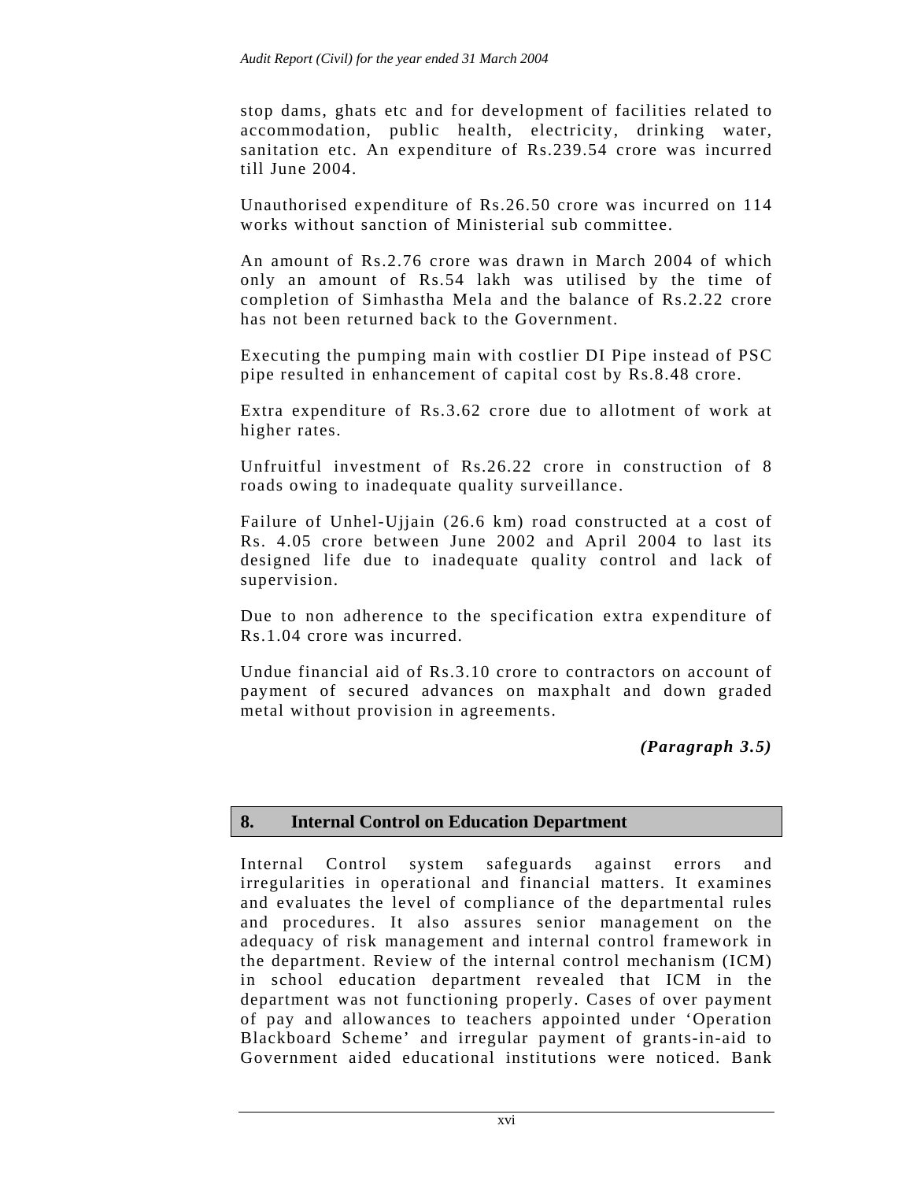stop dams, ghats etc and for development of facilities related to accommodation, public health, electricity, drinking water, sanitation etc. An expenditure of Rs.239.54 crore was incurred till June 2004.

Unauthorised expenditure of Rs.26.50 crore was incurred on 114 works without sanction of Ministerial sub committee.

An amount of Rs.2.76 crore was drawn in March 2004 of which only an amount of Rs.54 lakh was utilised by the time of completion of Simhastha Mela and the balance of Rs.2.22 crore has not been returned back to the Government.

Executing the pumping main with costlier DI Pipe instead of PSC pipe resulted in enhancement of capital cost by Rs.8.48 crore.

Extra expenditure of Rs.3.62 crore due to allotment of work at higher rates.

Unfruitful investment of Rs.26.22 crore in construction of 8 roads owing to inadequate quality surveillance.

Failure of Unhel-Ujjain (26.6 km) road constructed at a cost of Rs. 4.05 crore between June 2002 and April 2004 to last its designed life due to inadequate quality control and lack of supervision.

Due to non adherence to the specification extra expenditure of Rs.1.04 crore was incurred.

Undue financial aid of Rs.3.10 crore to contractors on account of payment of secured advances on maxphalt and down graded metal without provision in agreements.

***(Paragraph 3.5)***

## 8. Internal Control on Education Department

Internal Control system safeguards against errors and irregularities in operational and financial matters. It examines and evaluates the level of compliance of the departmental rules and procedures. It also assures senior management on the adequacy of risk management and internal control framework in the department. Review of the internal control mechanism (ICM) in school education department revealed that ICM in the department was not functioning properly. Cases of over payment of pay and allowances to teachers appointed under 'Operation Blackboard Scheme' and irregular payment of grants-in-aid to Government aided educational institutions were noticed. Bank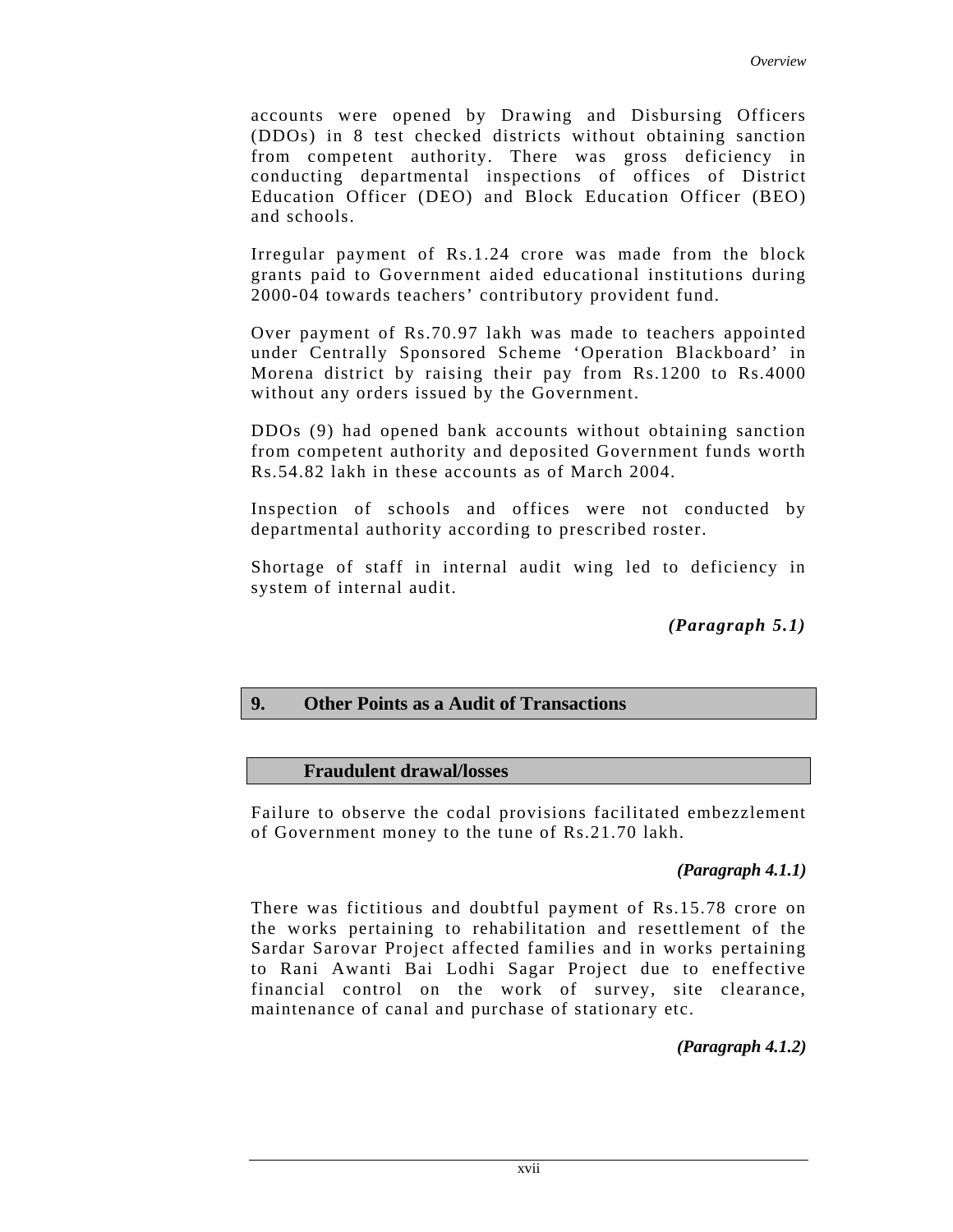accounts were opened by Drawing and Disbursing Officers (DDOs) in 8 test checked districts without obtaining sanction from competent authority. There was gross deficiency in conducting departmental inspections of offices of District Education Officer (DEO) and Block Education Officer (BEO) and schools.

Irregular payment of Rs.1.24 crore was made from the block grants paid to Government aided educational institutions during 2000-04 towards teachers' contributory provident fund.

Over payment of Rs.70.97 lakh was made to teachers appointed under Centrally Sponsored Scheme 'Operation Blackboard' in Morena district by raising their pay from Rs.1200 to Rs.4000 without any orders issued by the Government.

DDOs (9) had opened bank accounts without obtaining sanction from competent authority and deposited Government funds worth Rs.54.82 lakh in these accounts as of March 2004.

Inspection of schools and offices were not conducted by departmental authority according to prescribed roster.

Shortage of staff in internal audit wing led to deficiency in system of internal audit.

***(Paragraph 5.1)***

## 9. Other Points as a Audit of Transactions

### Fraudulent drawal/losses

Failure to observe the codal provisions facilitated embezzlement of Government money to the tune of Rs.21.70 lakh.

***(Paragraph 4.1.1)***

There was fictitious and doubtful payment of Rs.15.78 crore on the works pertaining to rehabilitation and resettlement of the Sardar Sarovar Project affected families and in works pertaining to Rani Awanti Bai Lodhi Sagar Project due to eneffective financial control on the work of survey, site clearance, maintenance of canal and purchase of stationary etc.

***(Paragraph 4.1.2)***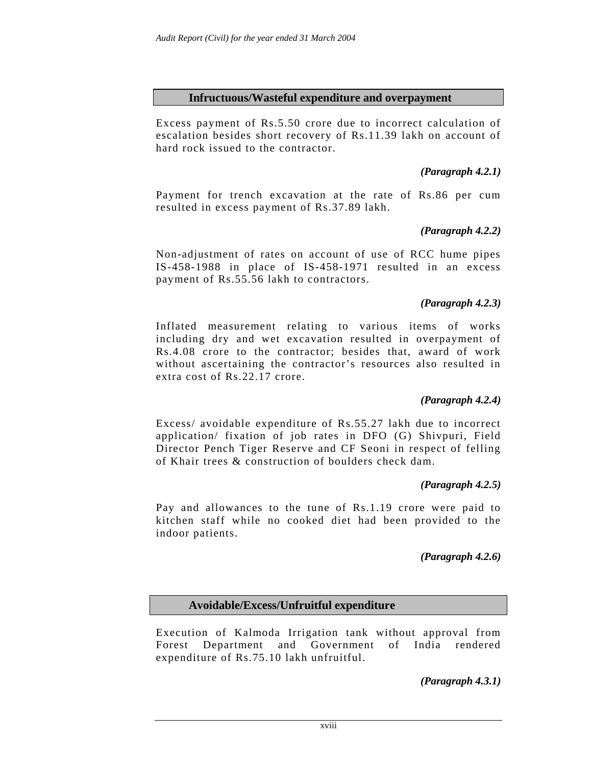## Infructuous/Wasteful expenditure and overpayment

Excess payment of Rs.5.50 crore due to incorrect calculation of escalation besides short recovery of Rs.11.39 lakh on account of hard rock issued to the contractor.

***(Paragraph 4.2.1)***

Payment for trench excavation at the rate of Rs.86 per cum resulted in excess payment of Rs.37.89 lakh.

***(Paragraph 4.2.2)***

Non-adjustment of rates on account of use of RCC hume pipes IS-458-1988 in place of IS-458-1971 resulted in an excess payment of Rs.55.56 lakh to contractors.

***(Paragraph 4.2.3)***

Inflated measurement relating to various items of works including dry and wet excavation resulted in overpayment of Rs.4.08 crore to the contractor; besides that, award of work without ascertaining the contractor's resources also resulted in extra cost of Rs.22.17 crore.

***(Paragraph 4.2.4)***

Excess/ avoidable expenditure of Rs.55.27 lakh due to incorrect application/ fixation of job rates in DFO (G) Shivpuri, Field Director Pench Tiger Reserve and CF Seoni in respect of felling of Khair trees & construction of boulders check dam.

***(Paragraph 4.2.5)***

Pay and allowances to the tune of Rs.1.19 crore were paid to kitchen staff while no cooked diet had been provided to the indoor patients.

***(Paragraph 4.2.6)***

## Avoidable/Excess/Unfruitful expenditure

Execution of Kalmoda Irrigation tank without approval from Forest Department and Government of India rendered expenditure of Rs.75.10 lakh unfruitful.

***(Paragraph 4.3.1)***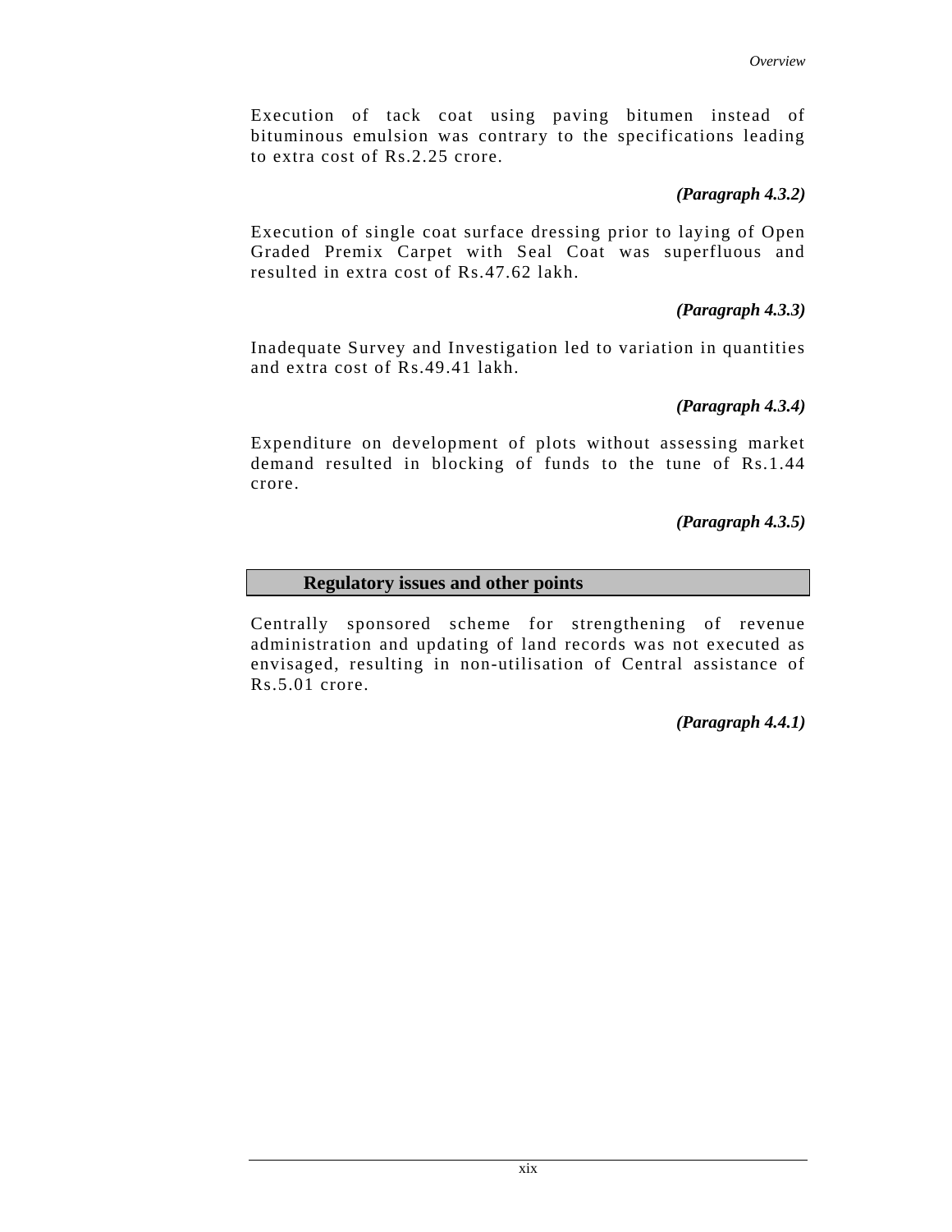Execution of tack coat using paving bitumen instead of bituminous emulsion was contrary to the specifications leading to extra cost of Rs.2.25 crore.

***(Paragraph 4.3.2)***

Execution of single coat surface dressing prior to laying of Open Graded Premix Carpet with Seal Coat was superfluous and resulted in extra cost of Rs.47.62 lakh.

***(Paragraph 4.3.3)***

Inadequate Survey and Investigation led to variation in quantities and extra cost of Rs.49.41 lakh.

***(Paragraph 4.3.4)***

Expenditure on development of plots without assessing market demand resulted in blocking of funds to the tune of Rs.1.44 crore.

***(Paragraph 4.3.5)***

## Regulatory issues and other points

Centrally sponsored scheme for strengthening of revenue administration and updating of land records was not executed as envisaged, resulting in non-utilisation of Central assistance of Rs.5.01 crore.

***(Paragraph 4.4.1)***